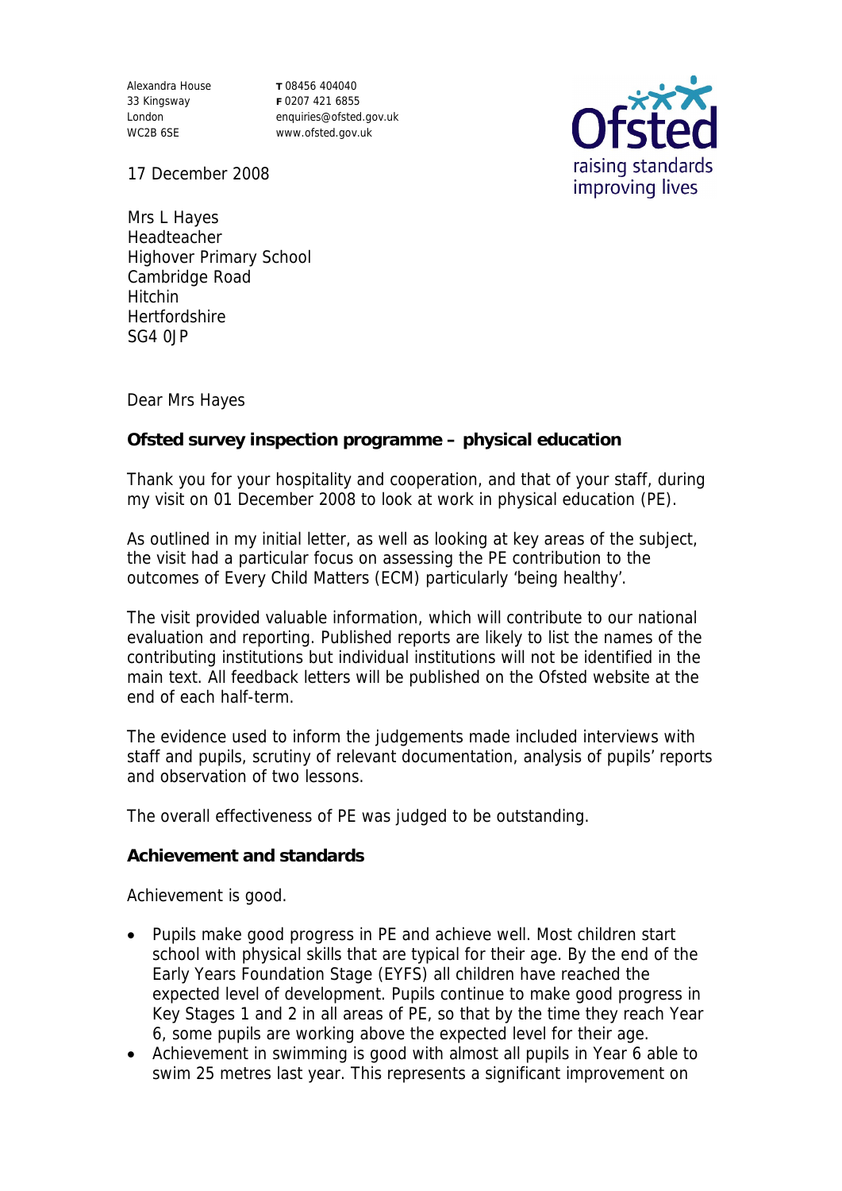Alexandra House
33 Kingsway
London
WC2B 6SE

T 08456 404040
F 0207 421 6855
enquiries@ofsted.gov.uk
www.ofsted.gov.uk

17 December 2008

Mrs L Hayes
Headteacher
Highover Primary School
Cambridge Road
Hitchin
Hertfordshire
SG4 0JP

Dear Mrs Hayes

**Ofsted survey inspection programme – physical education**

Thank you for your hospitality and cooperation, and that of your staff, during my visit on 01 December 2008 to look at work in physical education (PE).

As outlined in my initial letter, as well as looking at key areas of the subject, the visit had a particular focus on assessing the PE contribution to the outcomes of Every Child Matters (ECM) particularly 'being healthy'.

The visit provided valuable information, which will contribute to our national evaluation and reporting. Published reports are likely to list the names of the contributing institutions but individual institutions will not be identified in the main text. All feedback letters will be published on the Ofsted website at the end of each half-term.

The evidence used to inform the judgements made included interviews with staff and pupils, scrutiny of relevant documentation, analysis of pupils' reports and observation of two lessons.

The overall effectiveness of PE was judged to be outstanding.

**Achievement and standards**

Achievement is good.

- Pupils make good progress in PE and achieve well. Most children start school with physical skills that are typical for their age. By the end of the Early Years Foundation Stage (EYFS) all children have reached the expected level of development. Pupils continue to make good progress in Key Stages 1 and 2 in all areas of PE, so that by the time they reach Year 6, some pupils are working above the expected level for their age.
- Achievement in swimming is good with almost all pupils in Year 6 able to swim 25 metres last year. This represents a significant improvement on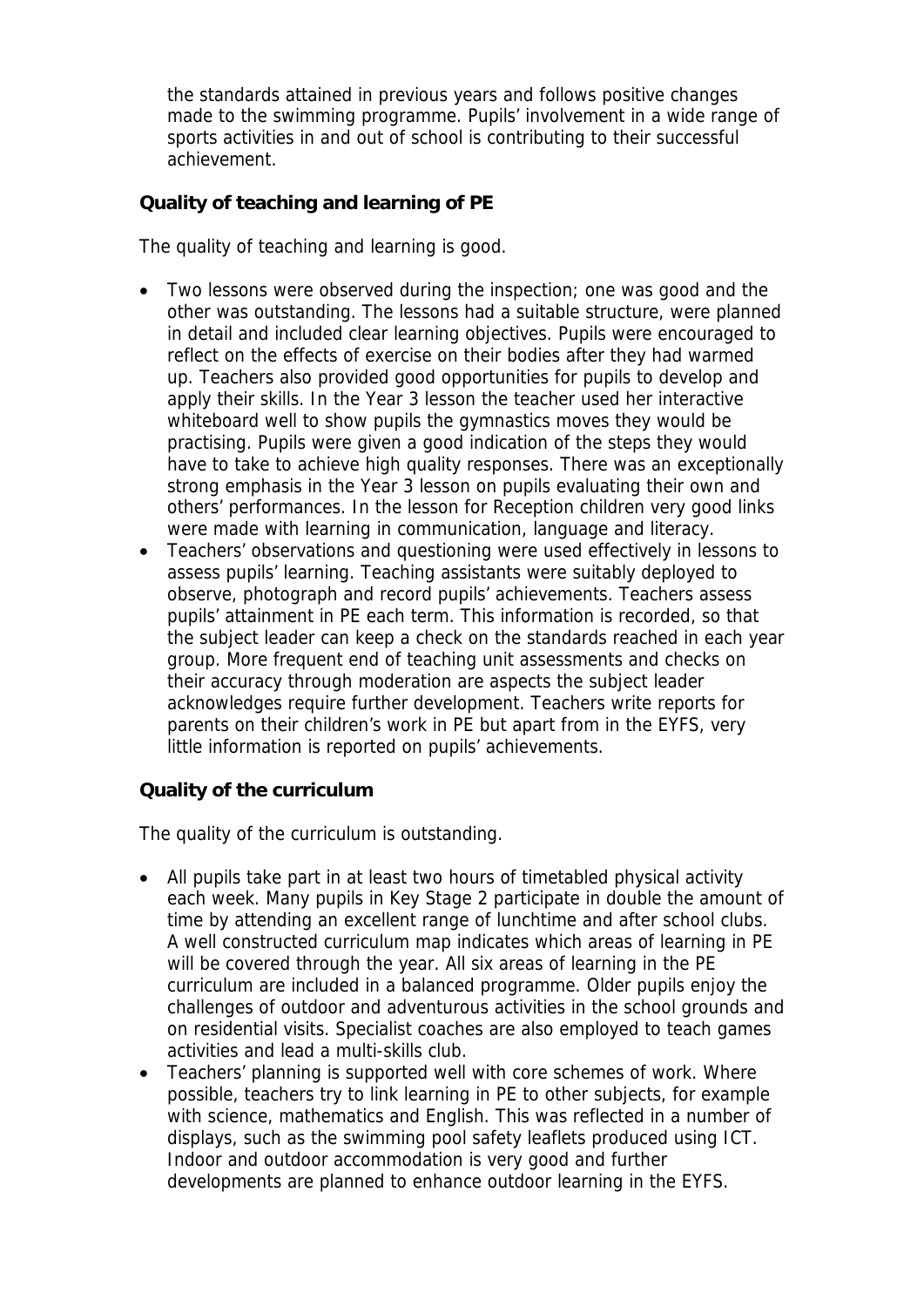the standards attained in previous years and follows positive changes made to the swimming programme. Pupils' involvement in a wide range of sports activities in and out of school is contributing to their successful achievement.

**Quality of teaching and learning of PE**

The quality of teaching and learning is good.

- Two lessons were observed during the inspection; one was good and the other was outstanding. The lessons had a suitable structure, were planned in detail and included clear learning objectives. Pupils were encouraged to reflect on the effects of exercise on their bodies after they had warmed up. Teachers also provided good opportunities for pupils to develop and apply their skills. In the Year 3 lesson the teacher used her interactive whiteboard well to show pupils the gymnastics moves they would be practising. Pupils were given a good indication of the steps they would have to take to achieve high quality responses. There was an exceptionally strong emphasis in the Year 3 lesson on pupils evaluating their own and others' performances. In the lesson for Reception children very good links were made with learning in communication, language and literacy.
- Teachers' observations and questioning were used effectively in lessons to assess pupils' learning. Teaching assistants were suitably deployed to observe, photograph and record pupils' achievements. Teachers assess pupils' attainment in PE each term. This information is recorded, so that the subject leader can keep a check on the standards reached in each year group. More frequent end of teaching unit assessments and checks on their accuracy through moderation are aspects the subject leader acknowledges require further development. Teachers write reports for parents on their children's work in PE but apart from in the EYFS, very little information is reported on pupils' achievements.

**Quality of the curriculum**

The quality of the curriculum is outstanding.

- All pupils take part in at least two hours of timetabled physical activity each week. Many pupils in Key Stage 2 participate in double the amount of time by attending an excellent range of lunchtime and after school clubs. A well constructed curriculum map indicates which areas of learning in PE will be covered through the year. All six areas of learning in the PE curriculum are included in a balanced programme. Older pupils enjoy the challenges of outdoor and adventurous activities in the school grounds and on residential visits. Specialist coaches are also employed to teach games activities and lead a multi-skills club.
- Teachers' planning is supported well with core schemes of work. Where possible, teachers try to link learning in PE to other subjects, for example with science, mathematics and English. This was reflected in a number of displays, such as the swimming pool safety leaflets produced using ICT. Indoor and outdoor accommodation is very good and further developments are planned to enhance outdoor learning in the EYFS.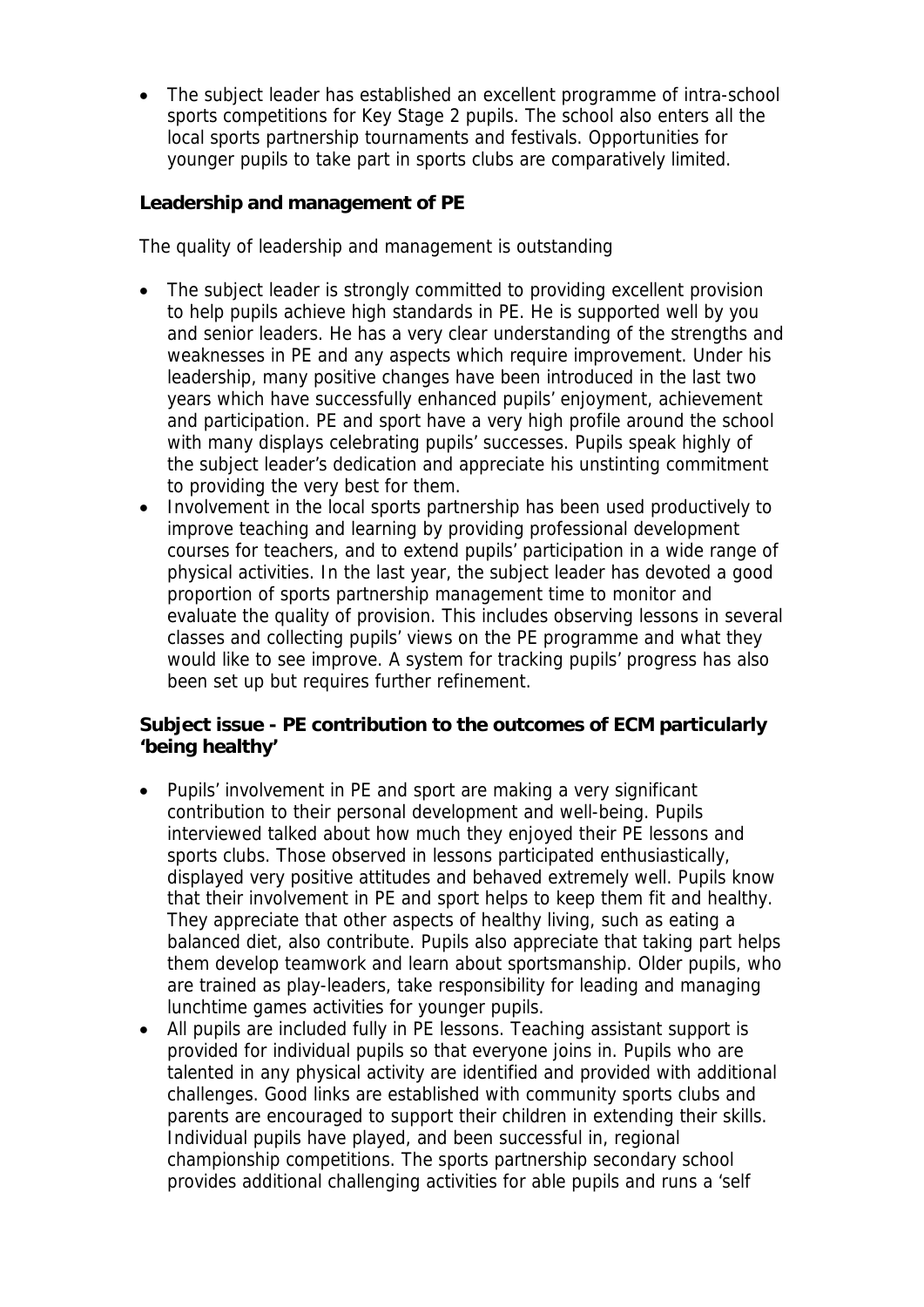- The subject leader has established an excellent programme of intra-school sports competitions for Key Stage 2 pupils. The school also enters all the local sports partnership tournaments and festivals. Opportunities for younger pupils to take part in sports clubs are comparatively limited.

**Leadership and management of PE**

The quality of leadership and management is outstanding

- The subject leader is strongly committed to providing excellent provision to help pupils achieve high standards in PE. He is supported well by you and senior leaders. He has a very clear understanding of the strengths and weaknesses in PE and any aspects which require improvement. Under his leadership, many positive changes have been introduced in the last two years which have successfully enhanced pupils' enjoyment, achievement and participation. PE and sport have a very high profile around the school with many displays celebrating pupils' successes. Pupils speak highly of the subject leader's dedication and appreciate his unstinting commitment to providing the very best for them.
- Involvement in the local sports partnership has been used productively to improve teaching and learning by providing professional development courses for teachers, and to extend pupils' participation in a wide range of physical activities. In the last year, the subject leader has devoted a good proportion of sports partnership management time to monitor and evaluate the quality of provision. This includes observing lessons in several classes and collecting pupils' views on the PE programme and what they would like to see improve. A system for tracking pupils' progress has also been set up but requires further refinement.

**Subject issue - PE contribution to the outcomes of ECM particularly 'being healthy'**

- Pupils' involvement in PE and sport are making a very significant contribution to their personal development and well-being. Pupils interviewed talked about how much they enjoyed their PE lessons and sports clubs. Those observed in lessons participated enthusiastically, displayed very positive attitudes and behaved extremely well. Pupils know that their involvement in PE and sport helps to keep them fit and healthy. They appreciate that other aspects of healthy living, such as eating a balanced diet, also contribute. Pupils also appreciate that taking part helps them develop teamwork and learn about sportsmanship. Older pupils, who are trained as play-leaders, take responsibility for leading and managing lunchtime games activities for younger pupils.
- All pupils are included fully in PE lessons. Teaching assistant support is provided for individual pupils so that everyone joins in. Pupils who are talented in any physical activity are identified and provided with additional challenges. Good links are established with community sports clubs and parents are encouraged to support their children in extending their skills. Individual pupils have played, and been successful in, regional championship competitions. The sports partnership secondary school provides additional challenging activities for able pupils and runs a 'self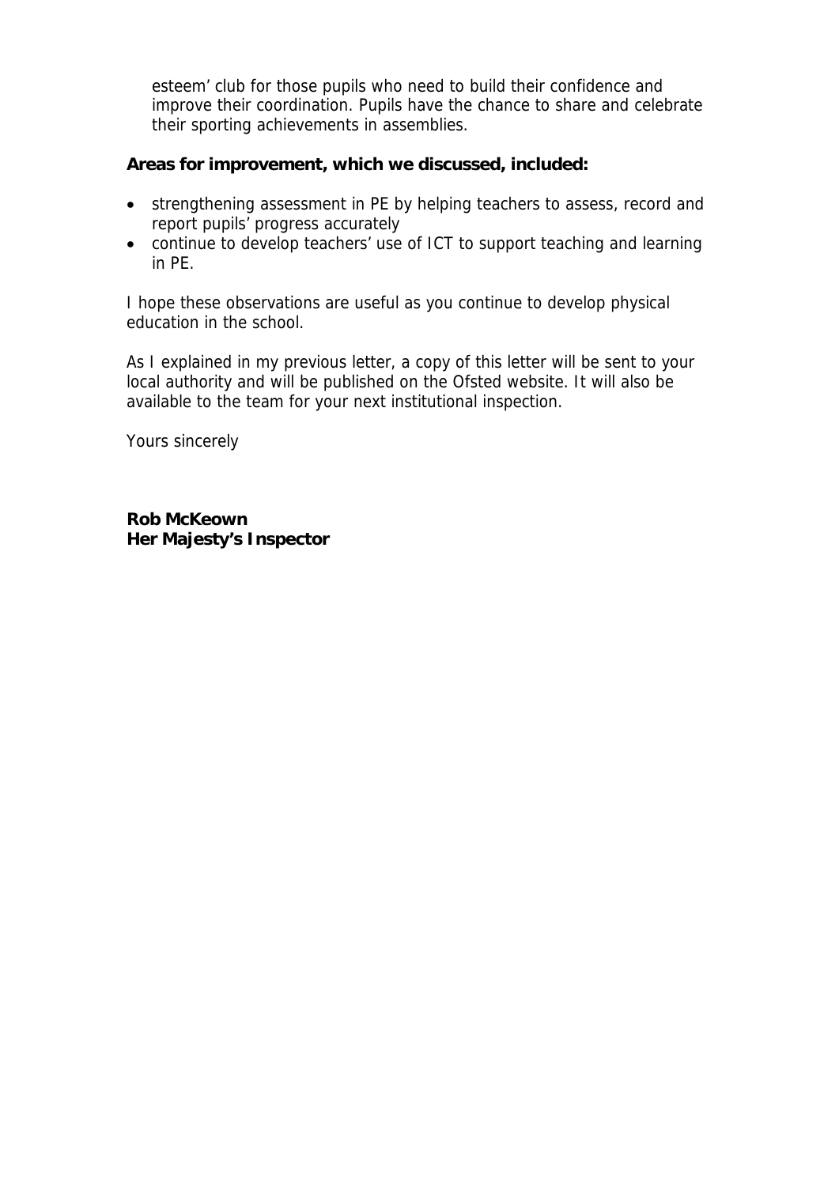esteem' club for those pupils who need to build their confidence and improve their coordination. Pupils have the chance to share and celebrate their sporting achievements in assemblies.

**Areas for improvement, which we discussed, included:**

- strengthening assessment in PE by helping teachers to assess, record and report pupils' progress accurately
- continue to develop teachers' use of ICT to support teaching and learning in PE.

I hope these observations are useful as you continue to develop physical education in the school.

As I explained in my previous letter, a copy of this letter will be sent to your local authority and will be published on the Ofsted website. It will also be available to the team for your next institutional inspection.

Yours sincerely

**Rob McKeown**
**Her Majesty's Inspector**